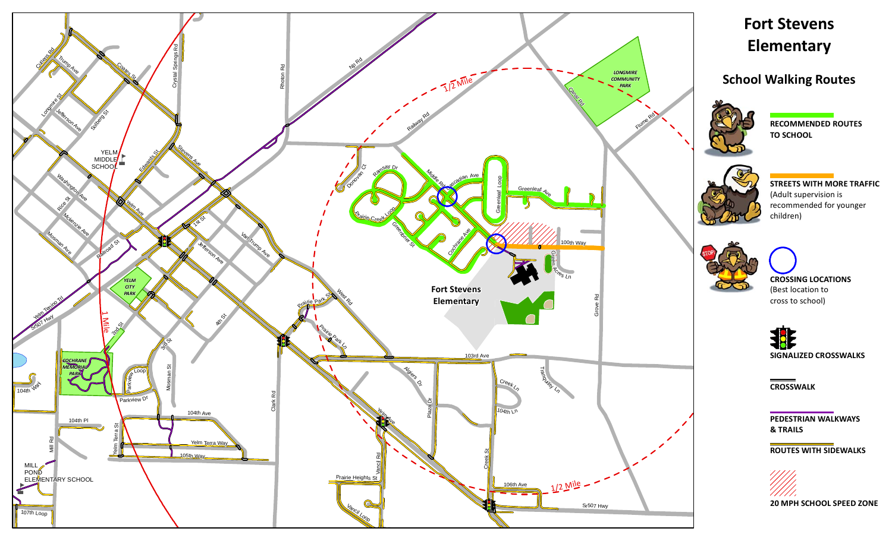# Fort Stevens Elementary

## School Walking Routes

**RECOMMENDED ROUTES TO SCHOOL**

**STREETS WITH MORE TRAFFIC** (Adult supervision is recommended for younger children)

**CROSSING LOCATIONS** (Best location to cross to school)

**SIGNALIZED CROSSWALKS**

**CROSSWALK**

**PEDESTRIAN WALKWAYS & TRAILS**

**ROUTES WITH SIDEWALKS**

**20 MPH SCHOOL SPEED ZONE**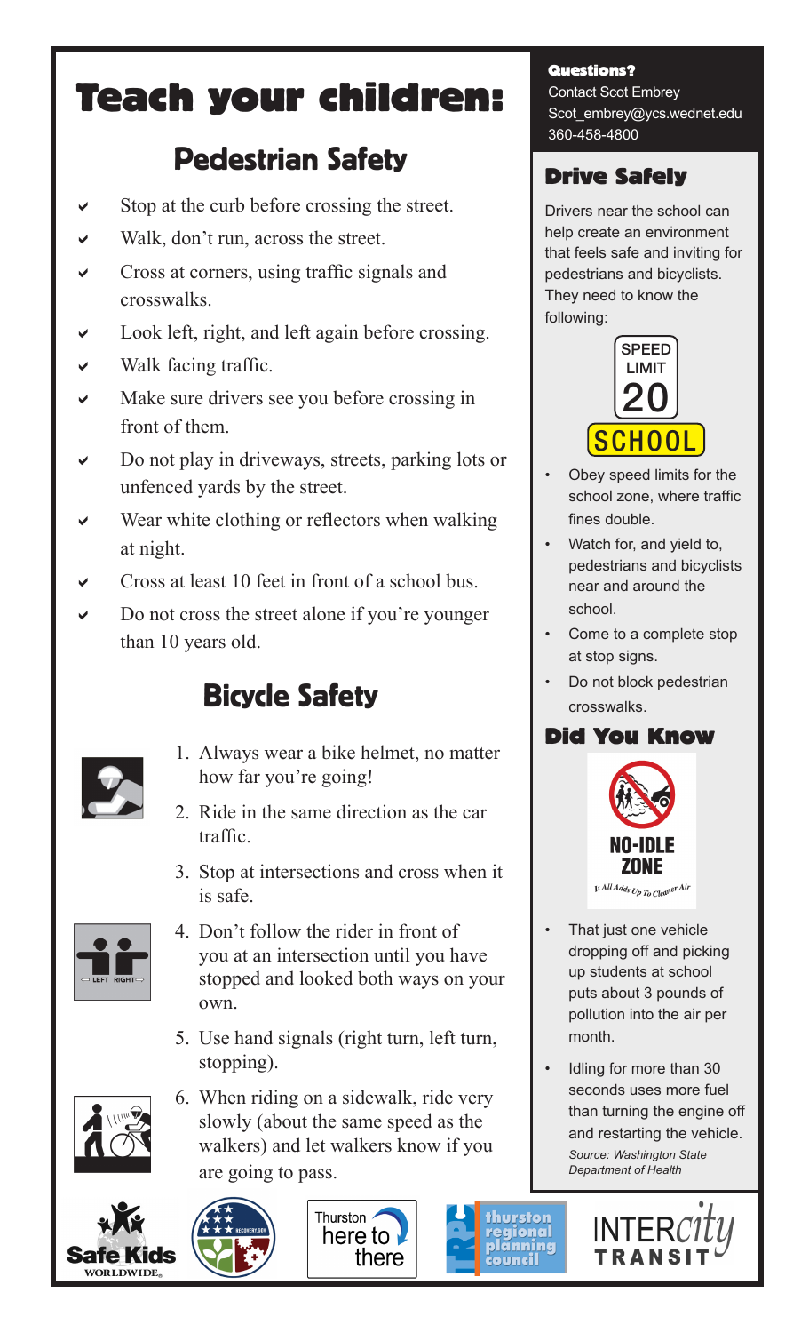# Teach your children:

## Pedestrian Safety

- Stop at the curb before crossing the street.
- Walk, don't run, across the street.
- Cross at corners, using traffic signals and crosswalks.
- Look left, right, and left again before crossing.
- Walk facing traffic.
- Make sure drivers see you before crossing in front of them.
- Do not play in driveways, streets, parking lots or unfenced yards by the street.
- Wear white clothing or reflectors when walking at night.
- Cross at least 10 feet in front of a school bus.
- Do not cross the street alone if you're younger than 10 years old.

## Bicycle Safety

1. Always wear a bike helmet, no matter how far you're going!
2. Ride in the same direction as the car traffic.
3. Stop at intersections and cross when it is safe.
4. Don't follow the rider in front of you at an intersection until you have stopped and looked both ways on your own.
5. Use hand signals (right turn, left turn, stopping).
6. When riding on a sidewalk, ride very slowly (about the same speed as the walkers) and let walkers know if you are going to pass.

**Questions?**
Contact Scot Embrey
Scot_embrey@ycs.wednet.edu
360-458-4800

## Drive Safely

Drivers near the school can help create an environment that feels safe and inviting for pedestrians and bicyclists. They need to know the following:

SPEED LIMIT 20 SCHOOL

- Obey speed limits for the school zone, where traffic fines double.
- Watch for, and yield to, pedestrians and bicyclists near and around the school.
- Come to a complete stop at stop signs.
- Do not block pedestrian crosswalks.

## Did You Know

NO-IDLE ZONE
It All Adds Up To Cleaner Air

- That just one vehicle dropping off and picking up students at school puts about 3 pounds of pollution into the air per month.
- Idling for more than 30 seconds uses more fuel than turning the engine off and restarting the vehicle.

*Source: Washington State Department of Health*

Safe Kids WORLDWIDE · RECOVERY.GOV · Thurston here to there · thurston regional planning council · INTERCITY TRANSIT